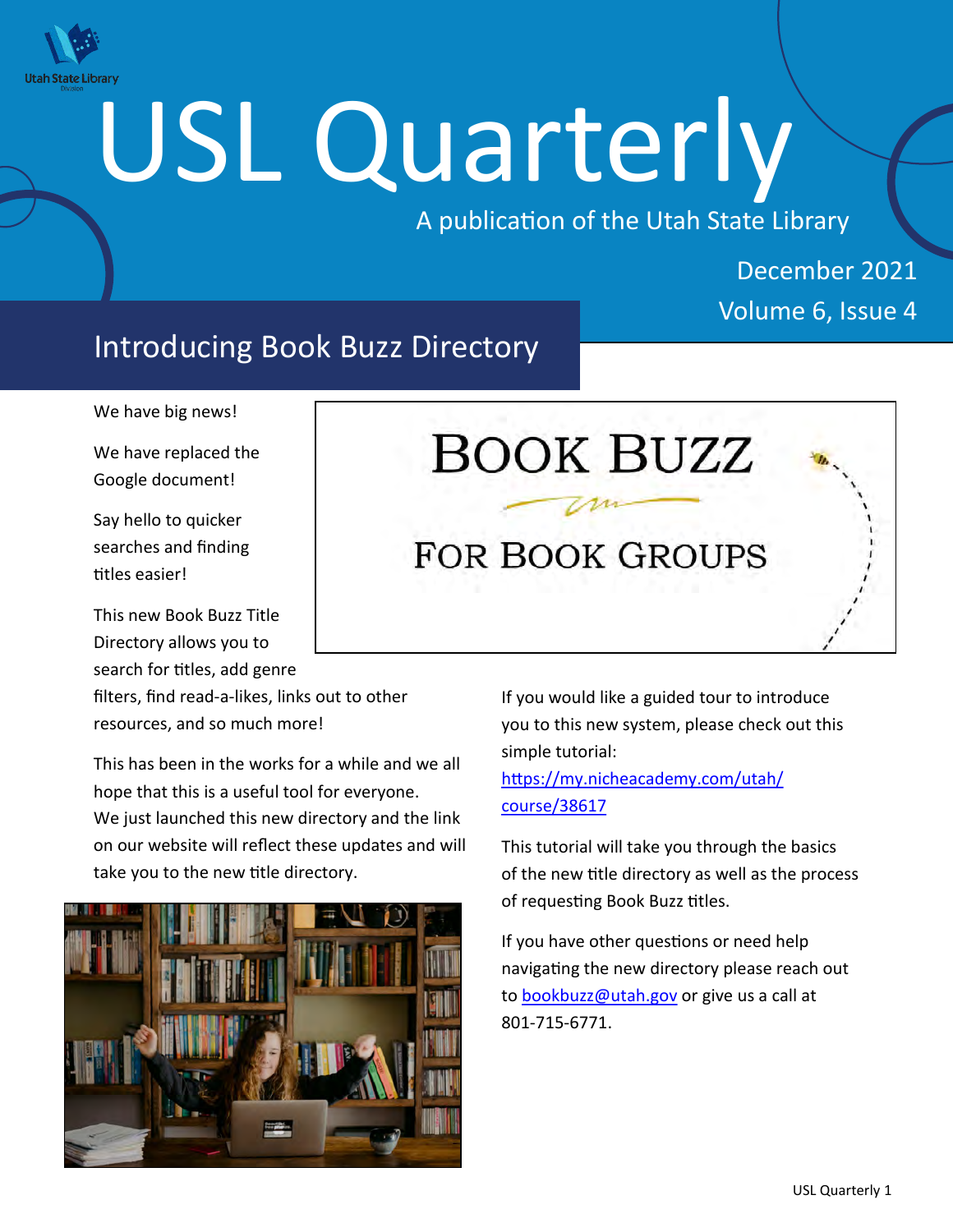# USL Quarterly

A publication of the Utah State Library

December 2021
Volume 6, Issue 4

## Introducing Book Buzz Directory

We have big news!

We have replaced the Google document!

Say hello to quicker searches and finding titles easier!

This new Book Buzz Title Directory allows you to search for titles, add genre filters, find read-a-likes, links out to other resources, and so much more!

This has been in the works for a while and we all hope that this is a useful tool for everyone. We just launched this new directory and the link on our website will reflect these updates and will take you to the new title directory.

If you would like a guided tour to introduce you to this new system, please check out this simple tutorial: [https://my.nicheacademy.com/utah/course/38617](https://my.nicheacademy.com/utah/course/38617)

This tutorial will take you through the basics of the new title directory as well as the process of requesting Book Buzz titles.

If you have other questions or need help navigating the new directory please reach out to [bookbuzz@utah.gov](mailto:bookbuzz@utah.gov) or give us a call at 801-715-6771.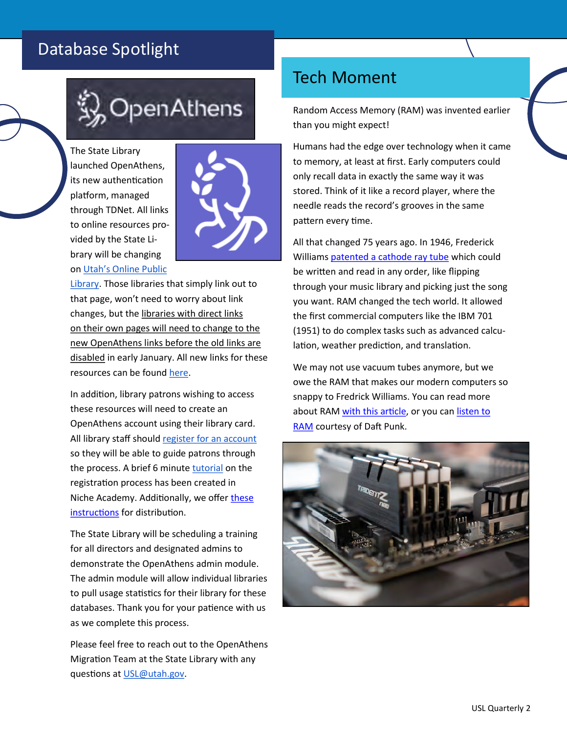# Database Spotlight

The State Library launched OpenAthens, its new authentication platform, managed through TDNet. All links to online resources provided by the State Library will be changing on Utah's Online Public Library. Those libraries that simply link out to that page, won't need to worry about link changes, but the libraries with direct links on their own pages will need to change to the new OpenAthens links before the old links are disabled in early January. All new links for these resources can be found here.

In addition, library patrons wishing to access these resources will need to create an OpenAthens account using their library card. All library staff should register for an account so they will be able to guide patrons through the process. A brief 6 minute tutorial on the registration process has been created in Niche Academy. Additionally, we offer these instructions for distribution.

The State Library will be scheduling a training for all directors and designated admins to demonstrate the OpenAthens admin module. The admin module will allow individual libraries to pull usage statistics for their library for these databases. Thank you for your patience with us as we complete this process.

Please feel free to reach out to the OpenAthens Migration Team at the State Library with any questions at USL@utah.gov.

# Tech Moment

Random Access Memory (RAM) was invented earlier than you might expect!

Humans had the edge over technology when it came to memory, at least at first. Early computers could only recall data in exactly the same way it was stored. Think of it like a record player, where the needle reads the record's grooves in the same pattern every time.

All that changed 75 years ago. In 1946, Frederick Williams patented a cathode ray tube which could be written and read in any order, like flipping through your music library and picking just the song you want. RAM changed the tech world. It allowed the first commercial computers like the IBM 701 (1951) to do complex tasks such as advanced calculation, weather prediction, and translation.

We may not use vacuum tubes anymore, but we owe the RAM that makes our modern computers so snappy to Fredrick Williams. You can read more about RAM with this article, or you can listen to RAM courtesy of Daft Punk.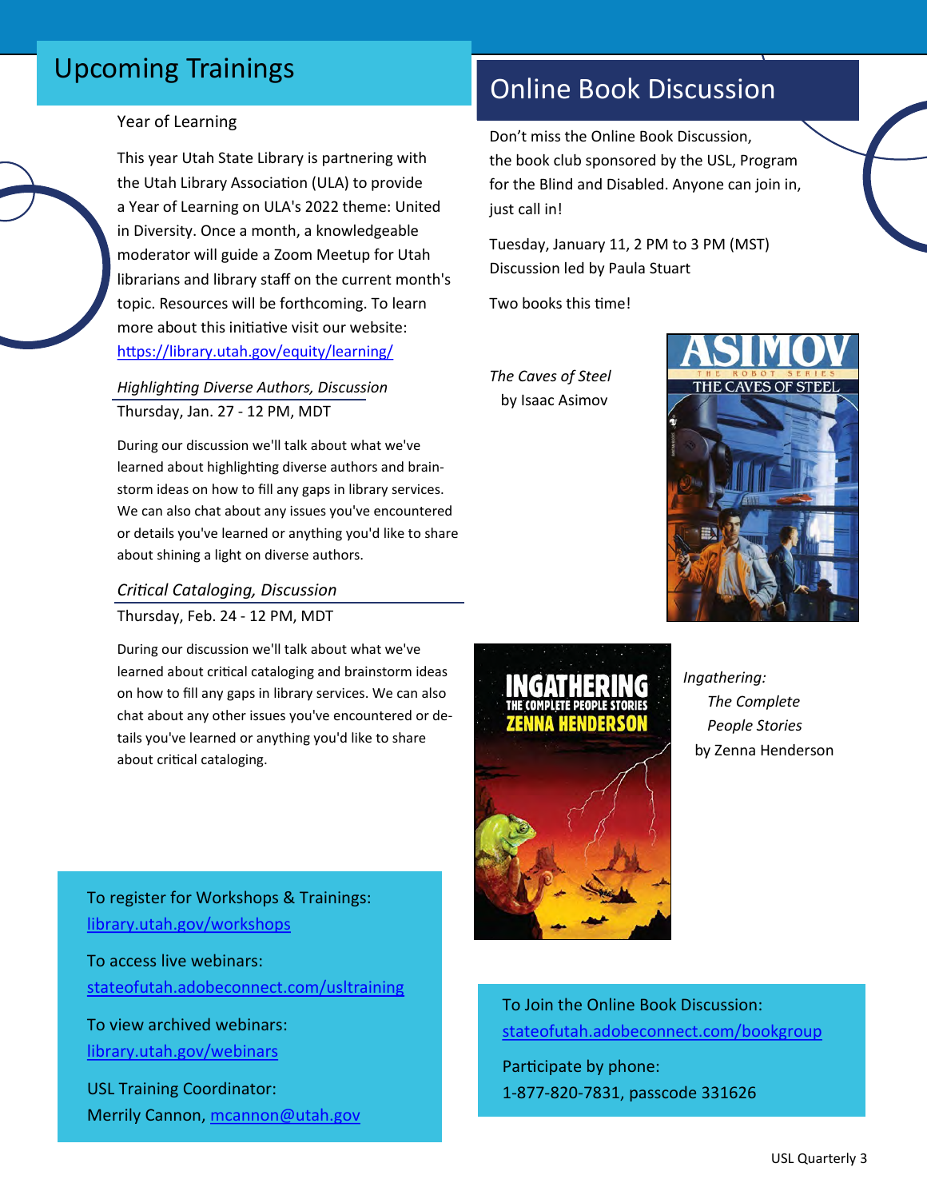## Upcoming Trainings

Year of Learning

This year Utah State Library is partnering with the Utah Library Association (ULA) to provide a Year of Learning on ULA's 2022 theme: United in Diversity. Once a month, a knowledgeable moderator will guide a Zoom Meetup for Utah librarians and library staff on the current month's topic. Resources will be forthcoming. To learn more about this initiative visit our website: https://library.utah.gov/equity/learning/

*Highlighting Diverse Authors, Discussion*

Thursday, Jan. 27 - 12 PM, MDT

During our discussion we'll talk about what we've learned about highlighting diverse authors and brainstorm ideas on how to fill any gaps in library services. We can also chat about any issues you've encountered or details you've learned or anything you'd like to share about shining a light on diverse authors.

*Critical Cataloging, Discussion*

Thursday, Feb. 24 - 12 PM, MDT

During our discussion we'll talk about what we've learned about critical cataloging and brainstorm ideas on how to fill any gaps in library services. We can also chat about any other issues you've encountered or details you've learned or anything you'd like to share about critical cataloging.

To register for Workshops & Trainings:
library.utah.gov/workshops

To access live webinars:
stateofutah.adobeconnect.com/usltraining

To view archived webinars:
library.utah.gov/webinars

USL Training Coordinator:
Merrily Cannon, mcannon@utah.gov

## Online Book Discussion

Don't miss the Online Book Discussion, the book club sponsored by the USL, Program for the Blind and Disabled. Anyone can join in, just call in!

Tuesday, January 11, 2 PM to 3 PM (MST)
Discussion led by Paula Stuart

Two books this time!

*The Caves of Steel*
by Isaac Asimov

*Ingathering: The Complete People Stories*
by Zenna Henderson

To Join the Online Book Discussion:
stateofutah.adobeconnect.com/bookgroup

Participate by phone:
1-877-820-7831, passcode 331626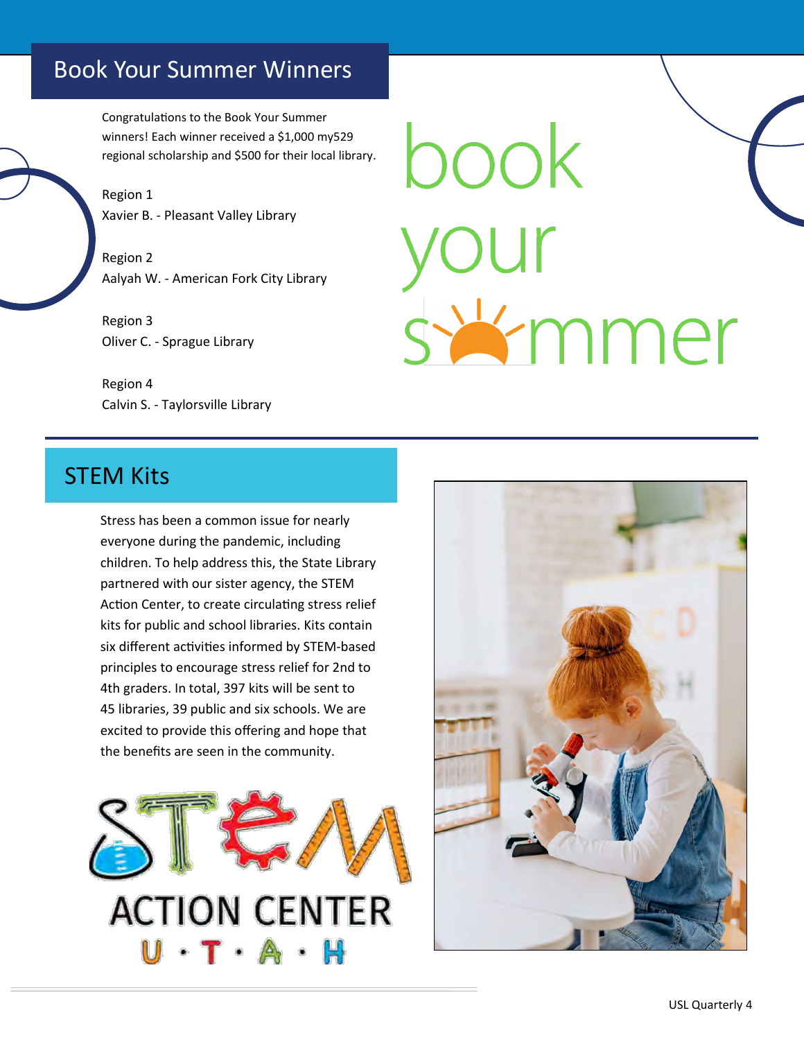## Book Your Summer Winners

Congratulations to the Book Your Summer winners! Each winner received a $1,000 my529 regional scholarship and $500 for their local library.

Region 1
Xavier B. - Pleasant Valley Library

Region 2
Aalyah W. - American Fork City Library

Region 3
Oliver C. - Sprague Library

Region 4
Calvin S. - Taylorsville Library

## STEM Kits

Stress has been a common issue for nearly everyone during the pandemic, including children. To help address this, the State Library partnered with our sister agency, the STEM Action Center, to create circulating stress relief kits for public and school libraries. Kits contain six different activities informed by STEM-based principles to encourage stress relief for 2nd to 4th graders. In total, 397 kits will be sent to 45 libraries, 39 public and six schools. We are excited to provide this offering and hope that the benefits are seen in the community.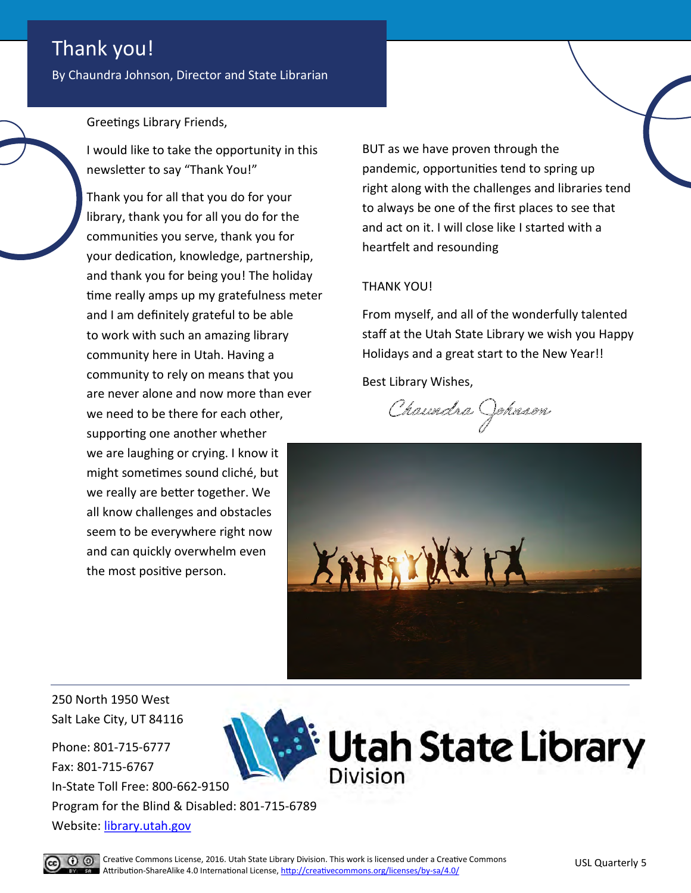# Thank you!

By Chaundra Johnson, Director and State Librarian

Greetings Library Friends,

I would like to take the opportunity in this newsletter to say "Thank You!"

Thank you for all that you do for your library, thank you for all you do for the communities you serve, thank you for your dedication, knowledge, partnership, and thank you for being you! The holiday time really amps up my gratefulness meter and I am definitely grateful to be able to work with such an amazing library community here in Utah. Having a community to rely on means that you are never alone and now more than ever we need to be there for each other, supporting one another whether we are laughing or crying. I know it might sometimes sound cliché, but we really are better together. We all know challenges and obstacles seem to be everywhere right now and can quickly overwhelm even the most positive person.

BUT as we have proven through the pandemic, opportunities tend to spring up right along with the challenges and libraries tend to always be one of the first places to see that and act on it. I will close like I started with a heartfelt and resounding

THANK YOU!

From myself, and all of the wonderfully talented staff at the Utah State Library we wish you Happy Holidays and a great start to the New Year!!

Best Library Wishes,

Chaundra Johnson

---

250 North 1950 West
Salt Lake City, UT 84116

Phone: 801-715-6777
Fax: 801-715-6767
In-State Toll Free: 800-662-9150
Program for the Blind & Disabled: 801-715-6789
Website: [library.utah.gov](library.utah.gov)

**Utah State Library** Division

Creative Commons License, 2016. Utah State Library Division. This work is licensed under a Creative Commons Attribution-ShareAlike 4.0 International License, http://creativecommons.org/licenses/by-sa/4.0/